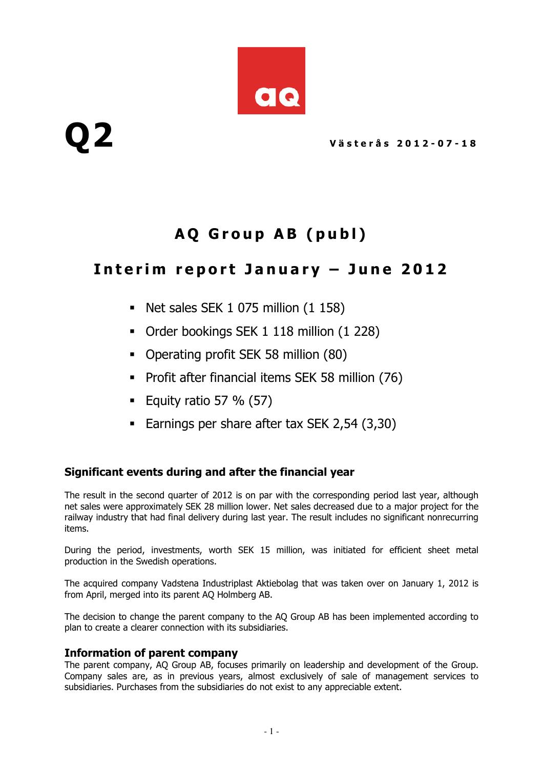Q2

Västerås 2012-07-18

# AQ Group AB (publ)

## Interim report January – June 2012

- Net sales SEK 1 075 million (1 158)
- Order bookings SEK 1 118 million (1 228)
- Operating profit SEK 58 million (80)
- Profit after financial items SEK 58 million (76)
- Equity ratio 57 % (57)
- Earnings per share after tax SEK 2,54 (3,30)

### Significant events during and after the financial year

The result in the second quarter of 2012 is on par with the corresponding period last year, although net sales were approximately SEK 28 million lower. Net sales decreased due to a major project for the railway industry that had final delivery during last year. The result includes no significant nonrecurring items.

During the period, investments, worth SEK 15 million, was initiated for efficient sheet metal production in the Swedish operations.

The acquired company Vadstena Industriplast Aktiebolag that was taken over on January 1, 2012 is from April, merged into its parent AQ Holmberg AB.

The decision to change the parent company to the AQ Group AB has been implemented according to plan to create a clearer connection with its subsidiaries.

### Information of parent company

The parent company, AQ Group AB, focuses primarily on leadership and development of the Group. Company sales are, as in previous years, almost exclusively of sale of management services to subsidiaries. Purchases from the subsidiaries do not exist to any appreciable extent.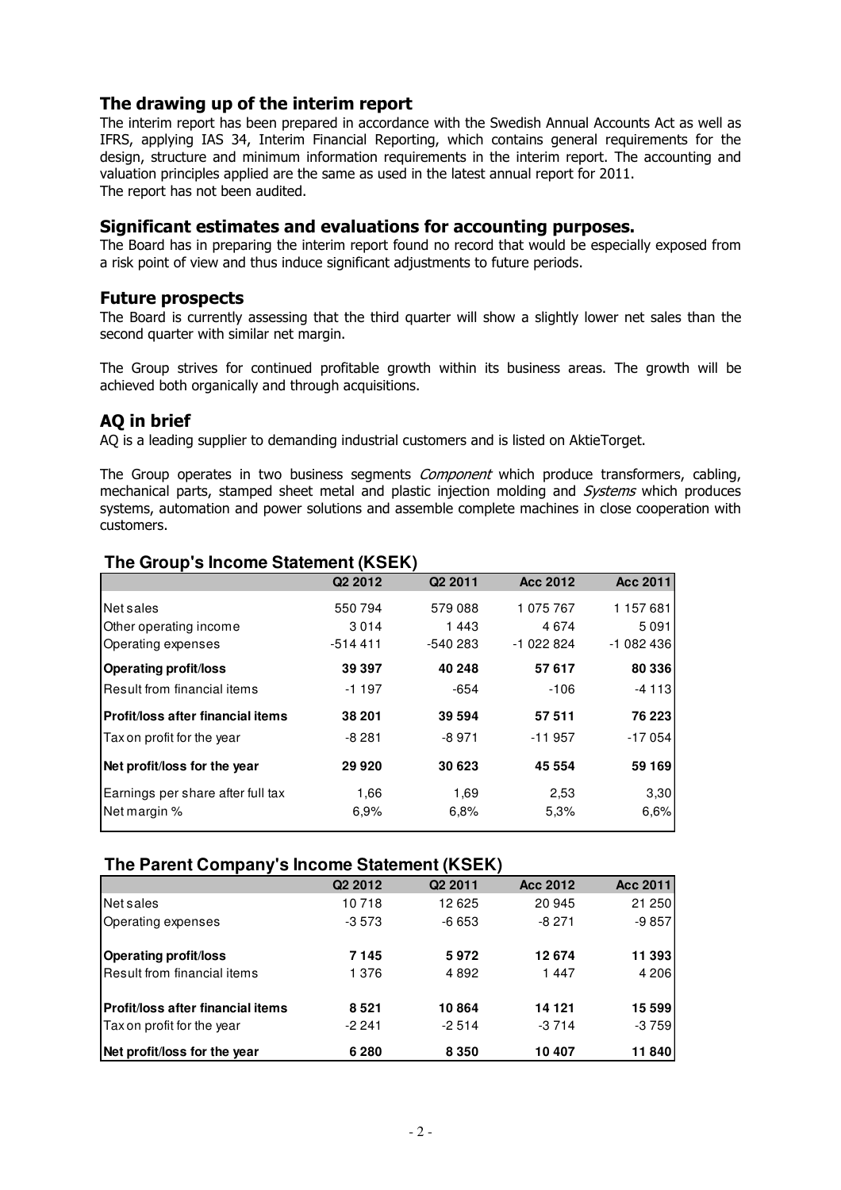## The drawing up of the interim report

The interim report has been prepared in accordance with the Swedish Annual Accounts Act as well as IFRS, applying IAS 34, Interim Financial Reporting, which contains general requirements for the design, structure and minimum information requirements in the interim report. The accounting and valuation principles applied are the same as used in the latest annual report for 2011.
The report has not been audited.

## Significant estimates and evaluations for accounting purposes.

The Board has in preparing the interim report found no record that would be especially exposed from a risk point of view and thus induce significant adjustments to future periods.

## Future prospects

The Board is currently assessing that the third quarter will show a slightly lower net sales than the second quarter with similar net margin.

The Group strives for continued profitable growth within its business areas. The growth will be achieved both organically and through acquisitions.

## AQ in brief

AQ is a leading supplier to demanding industrial customers and is listed on AktieTorget.

The Group operates in two business segments *Component* which produce transformers, cabling, mechanical parts, stamped sheet metal and plastic injection molding and *Systems* which produces systems, automation and power solutions and assemble complete machines in close cooperation with customers.

### The Group's Income Statement (KSEK)

| | Q2 2012 | Q2 2011 | Acc 2012 | Acc 2011 |
|---|---|---|---|---|
| Net sales | 550 794 | 579 088 | 1 075 767 | 1 157 681 |
| Other operating income | 3 014 | 1 443 | 4 674 | 5 091 |
| Operating expenses | -514 411 | -540 283 | -1 022 824 | -1 082 436 |
| **Operating profit/loss** | **39 397** | **40 248** | **57 617** | **80 336** |
| Result from financial items | -1 197 | -654 | -106 | -4 113 |
| **Profit/loss after financial items** | **38 201** | **39 594** | **57 511** | **76 223** |
| Tax on profit for the year | -8 281 | -8 971 | -11 957 | -17 054 |
| **Net profit/loss for the year** | **29 920** | **30 623** | **45 554** | **59 169** |
| Earnings per share after full tax | 1,66 | 1,69 | 2,53 | 3,30 |
| Net margin % | 6,9% | 6,8% | 5,3% | 6,6% |

### The Parent Company's Income Statement (KSEK)

| | Q2 2012 | Q2 2011 | Acc 2012 | Acc 2011 |
|---|---|---|---|---|
| Net sales | 10 718 | 12 625 | 20 945 | 21 250 |
| Operating expenses | -3 573 | -6 653 | -8 271 | -9 857 |
| **Operating profit/loss** | **7 145** | **5 972** | **12 674** | **11 393** |
| Result from financial items | 1 376 | 4 892 | 1 447 | 4 206 |
| **Profit/loss after financial items** | **8 521** | **10 864** | **14 121** | **15 599** |
| Tax on profit for the year | -2 241 | -2 514 | -3 714 | -3 759 |
| **Net profit/loss for the year** | **6 280** | **8 350** | **10 407** | **11 840** |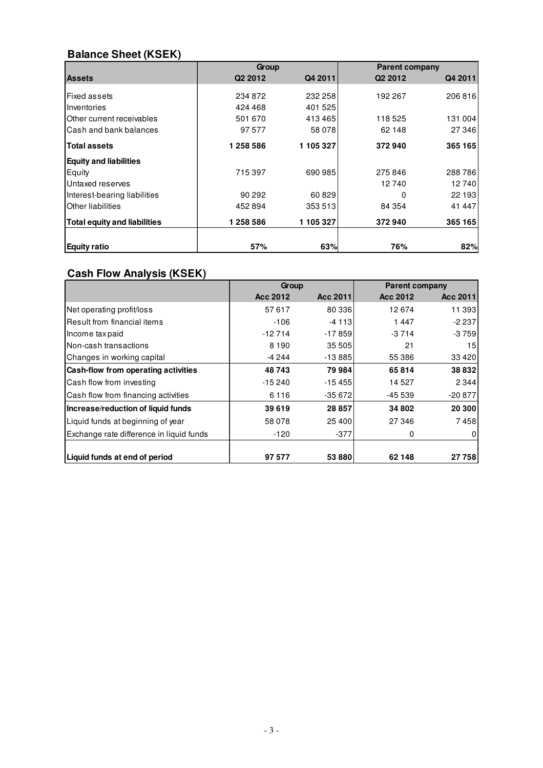## Balance Sheet (KSEK)

| | Group | | Parent company | |
|---|---|---|---|---|
| **Assets** | **Q2 2012** | **Q4 2011** | **Q2 2012** | **Q4 2011** |
| Fixed assets | 234 872 | 232 258 | 192 267 | 206 816 |
| Inventories | 424 468 | 401 525 | | |
| Other current receivables | 501 670 | 413 465 | 118 525 | 131 004 |
| Cash and bank balances | 97 577 | 58 078 | 62 148 | 27 346 |
| **Total assets** | **1 258 586** | **1 105 327** | **372 940** | **365 165** |
| **Equity and liabilities** | | | | |
| Equity | 715 397 | 690 985 | 275 846 | 288 786 |
| Untaxed reserves | | | 12 740 | 12 740 |
| Interest-bearing liabilities | 90 292 | 60 829 | 0 | 22 193 |
| Other liabilities | 452 894 | 353 513 | 84 354 | 41 447 |
| **Total equity and liabilities** | **1 258 586** | **1 105 327** | **372 940** | **365 165** |
| **Equity ratio** | **57%** | **63%** | **76%** | **82%** |

## Cash Flow Analysis (KSEK)

| | Group | | Parent company | |
|---|---|---|---|---|
| | **Acc 2012** | **Acc 2011** | **Acc 2012** | **Acc 2011** |
| Net operating profit/loss | 57 617 | 80 336 | 12 674 | 11 393 |
| Result from financial items | -106 | -4 113 | 1 447 | -2 237 |
| Income tax paid | -12 714 | -17 859 | -3 714 | -3 759 |
| Non-cash transactions | 8 190 | 35 505 | 21 | 15 |
| Changes in working capital | -4 244 | -13 885 | 55 386 | 33 420 |
| **Cash-flow from operating activities** | **48 743** | **79 984** | **65 814** | **38 832** |
| Cash flow from investing | -15 240 | -15 455 | 14 527 | 2 344 |
| Cash flow from financing activities | 6 116 | -35 672 | -45 539 | -20 877 |
| **Increase/reduction of liquid funds** | **39 619** | **28 857** | **34 802** | **20 300** |
| Liquid funds at beginning of year | 58 078 | 25 400 | 27 346 | 7 458 |
| Exchange rate difference in liquid funds | -120 | -377 | 0 | 0 |
| **Liquid funds at end of period** | **97 577** | **53 880** | **62 148** | **27 758** |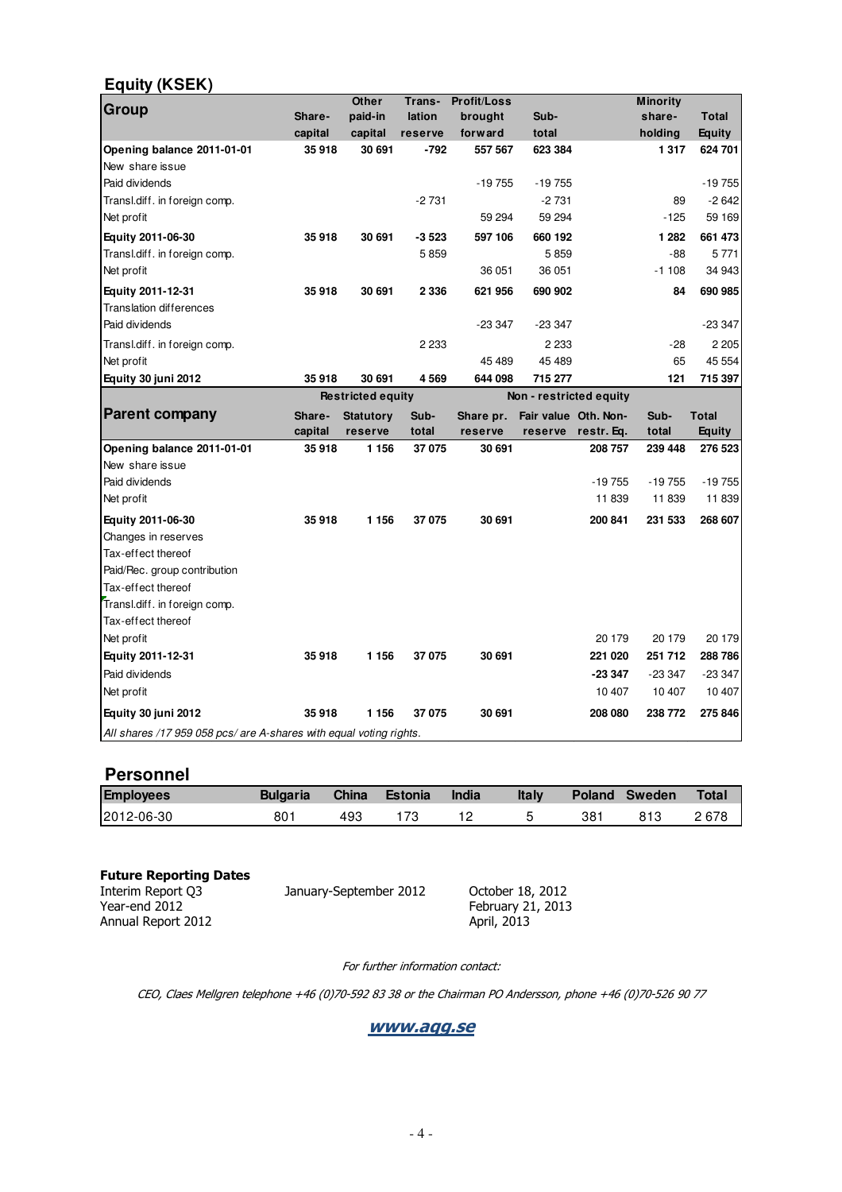## Equity (KSEK)

| Group | Share-capital | Other paid-in capital | Trans-lation reserve | Profit/Loss brought forward | Sub-total | Minority share-holding | Total Equity |
|---|---|---|---|---|---|---|---|
| **Opening balance 2011-01-01** | **35 918** | **30 691** | **-792** | **557 567** | **623 384** | **1 317** | **624 701** |
| New share issue | | | | | | | |
| Paid dividends | | | | -19 755 | -19 755 | | -19 755 |
| Transl.diff. in foreign comp. | | | -2 731 | | -2 731 | 89 | -2 642 |
| Net profit | | | | 59 294 | 59 294 | -125 | 59 169 |
| **Equity 2011-06-30** | **35 918** | **30 691** | **-3 523** | **597 106** | **660 192** | **1 282** | **661 473** |
| Transl.diff. in foreign comp. | | | 5 859 | | 5 859 | -88 | 5 771 |
| Net profit | | | | 36 051 | 36 051 | -1 108 | 34 943 |
| **Equity 2011-12-31** | **35 918** | **30 691** | **2 336** | **621 956** | **690 902** | **84** | **690 985** |
| Translation differences | | | | | | | |
| Paid dividends | | | | -23 347 | -23 347 | | -23 347 |
| Transl.diff. in foreign comp. | | | 2 233 | | 2 233 | -28 | 2 205 |
| Net profit | | | | 45 489 | 45 489 | 65 | 45 554 |
| **Equity 30 juni 2012** | **35 918** | **30 691** | **4 569** | **644 098** | **715 277** | **121** | **715 397** |

| Parent company | Restricted equity | | | Non - restricted equity | | | | |
|---|---|---|---|---|---|---|---|---|
| | Share-capital | Statutory reserve | Sub-total | Share pr. reserve | Fair value reserve | Oth. Non-restr. Eq. | Sub-total | Total Equity |
| **Opening balance 2011-01-01** | **35 918** | **1 156** | **37 075** | **30 691** | | **208 757** | **239 448** | **276 523** |
| New share issue | | | | | | | | |
| Paid dividends | | | | | | -19 755 | -19 755 | -19 755 |
| Net profit | | | | | | 11 839 | 11 839 | 11 839 |
| **Equity 2011-06-30** | **35 918** | **1 156** | **37 075** | **30 691** | | **200 841** | **231 533** | **268 607** |
| Changes in reserves | | | | | | | | |
| Tax-effect thereof | | | | | | | | |
| Paid/Rec. group contribution | | | | | | | | |
| Tax-effect thereof | | | | | | | | |
| Transl.diff. in foreign comp. | | | | | | | | |
| Tax-effect thereof | | | | | | | | |
| Net profit | | | | | | 20 179 | 20 179 | 20 179 |
| **Equity 2011-12-31** | **35 918** | **1 156** | **37 075** | **30 691** | | **221 020** | **251 712** | **288 786** |
| Paid dividends | | | | | | **-23 347** | -23 347 | -23 347 |
| Net profit | | | | | | 10 407 | 10 407 | 10 407 |
| **Equity 30 juni 2012** | **35 918** | **1 156** | **37 075** | **30 691** | | **208 080** | **238 772** | **275 846** |

*All shares /17 959 058 pcs/ are A-shares with equal voting rights.*

## Personnel

| Employees | Bulgaria | China | Estonia | India | Italy | Poland | Sweden | Total |
|---|---|---|---|---|---|---|---|---|
| 2012-06-30 | 801 | 493 | 173 | 12 | 5 | 381 | 813 | 2 678 |

**Future Reporting Dates**

| | | |
|---|---|---|
| Interim Report Q3 | January-September 2012 | October 18, 2012 |
| Year-end 2012 | | February 21, 2013 |
| Annual Report 2012 | | April, 2013 |

*For further information contact:*

*CEO, Claes Mellgren telephone +46 (0)70-592 83 38 or the Chairman PO Andersson, phone +46 (0)70-526 90 77*

***www.aqg.se***